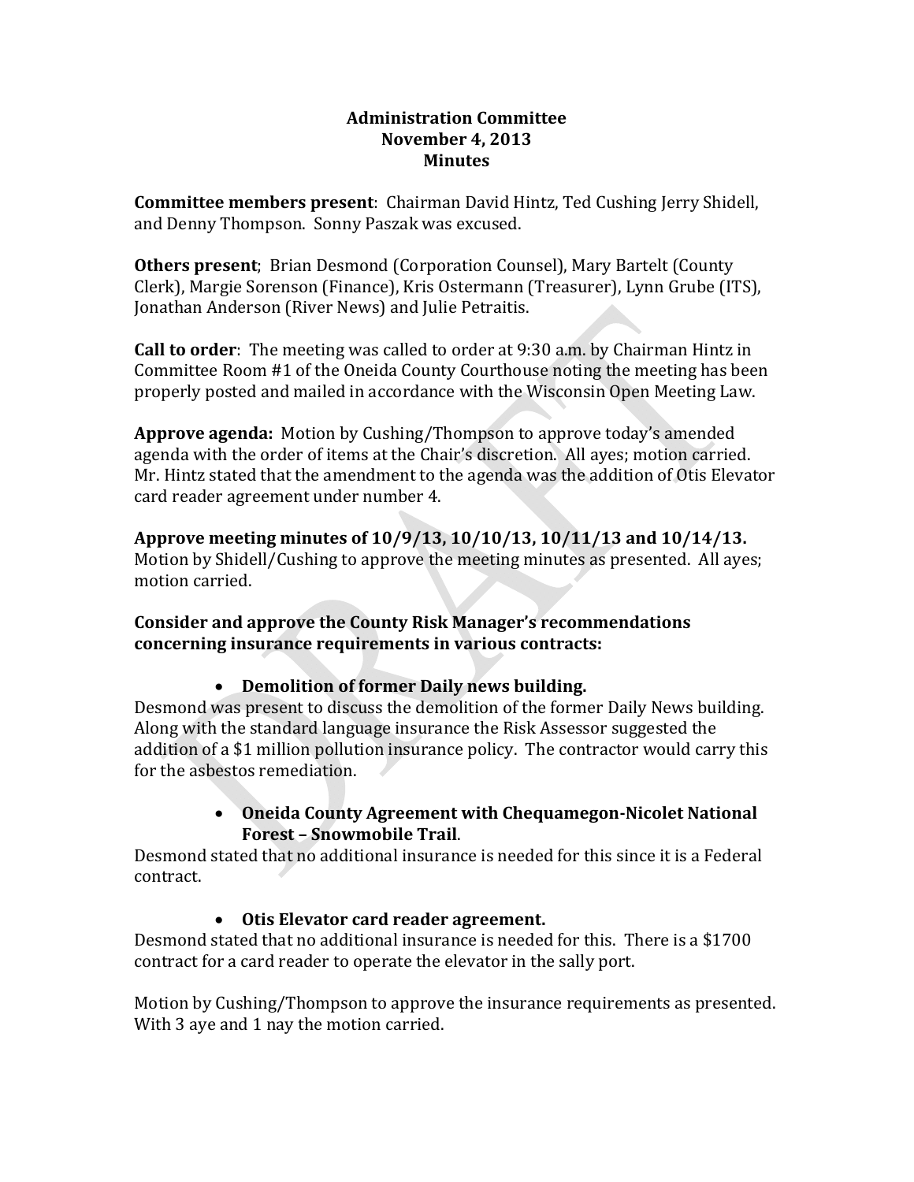**Administration Committee**
**November 4, 2013**
**Minutes**

**Committee members present**: Chairman David Hintz, Ted Cushing Jerry Shidell, and Denny Thompson. Sonny Paszak was excused.

**Others present**; Brian Desmond (Corporation Counsel), Mary Bartelt (County Clerk), Margie Sorenson (Finance), Kris Ostermann (Treasurer), Lynn Grube (ITS), Jonathan Anderson (River News) and Julie Petraitis.

**Call to order**: The meeting was called to order at 9:30 a.m. by Chairman Hintz in Committee Room #1 of the Oneida County Courthouse noting the meeting has been properly posted and mailed in accordance with the Wisconsin Open Meeting Law.

**Approve agenda:** Motion by Cushing/Thompson to approve today's amended agenda with the order of items at the Chair's discretion. All ayes; motion carried. Mr. Hintz stated that the amendment to the agenda was the addition of Otis Elevator card reader agreement under number 4.

**Approve meeting minutes of 10/9/13, 10/10/13, 10/11/13 and 10/14/13.**
Motion by Shidell/Cushing to approve the meeting minutes as presented. All ayes; motion carried.

**Consider and approve the County Risk Manager's recommendations concerning insurance requirements in various contracts:**

- **Demolition of former Daily news building.**

Desmond was present to discuss the demolition of the former Daily News building. Along with the standard language insurance the Risk Assessor suggested the addition of a $1 million pollution insurance policy. The contractor would carry this for the asbestos remediation.

- **Oneida County Agreement with Chequamegon-Nicolet National Forest – Snowmobile Trail**.

Desmond stated that no additional insurance is needed for this since it is a Federal contract.

- **Otis Elevator card reader agreement.**

Desmond stated that no additional insurance is needed for this. There is a $1700 contract for a card reader to operate the elevator in the sally port.

Motion by Cushing/Thompson to approve the insurance requirements as presented. With 3 aye and 1 nay the motion carried.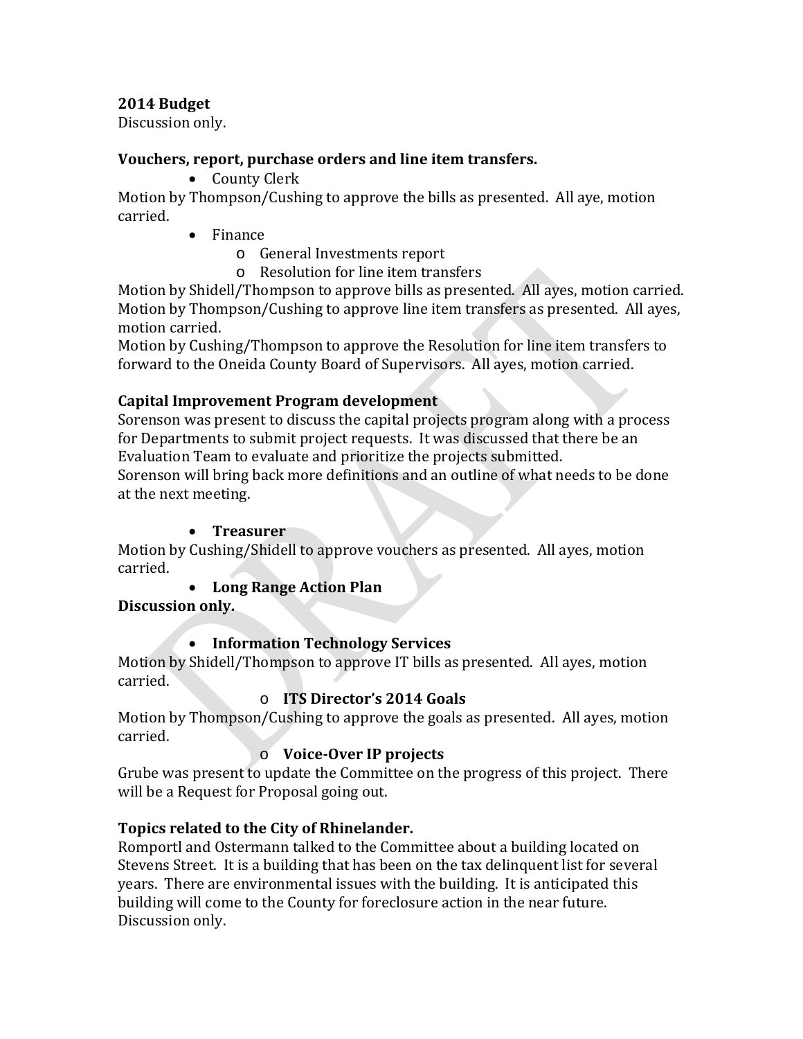**2014 Budget**

Discussion only.

**Vouchers, report, purchase orders and line item transfers.**

- County Clerk

Motion by Thompson/Cushing to approve the bills as presented. All aye, motion carried.

- Finance
  - General Investments report
  - Resolution for line item transfers

Motion by Shidell/Thompson to approve bills as presented. All ayes, motion carried.
Motion by Thompson/Cushing to approve line item transfers as presented. All ayes, motion carried.
Motion by Cushing/Thompson to approve the Resolution for line item transfers to forward to the Oneida County Board of Supervisors. All ayes, motion carried.

**Capital Improvement Program development**

Sorenson was present to discuss the capital projects program along with a process for Departments to submit project requests. It was discussed that there be an Evaluation Team to evaluate and prioritize the projects submitted.
Sorenson will bring back more definitions and an outline of what needs to be done at the next meeting.

- **Treasurer**

Motion by Cushing/Shidell to approve vouchers as presented. All ayes, motion carried.

- **Long Range Action Plan**

**Discussion only.**

- **Information Technology Services**

Motion by Shidell/Thompson to approve IT bills as presented. All ayes, motion carried.

  - **ITS Director's 2014 Goals**

Motion by Thompson/Cushing to approve the goals as presented. All ayes, motion carried.

  - **Voice-Over IP projects**

Grube was present to update the Committee on the progress of this project. There will be a Request for Proposal going out.

**Topics related to the City of Rhinelander.**

Romportl and Ostermann talked to the Committee about a building located on Stevens Street. It is a building that has been on the tax delinquent list for several years. There are environmental issues with the building. It is anticipated this building will come to the County for foreclosure action in the near future. Discussion only.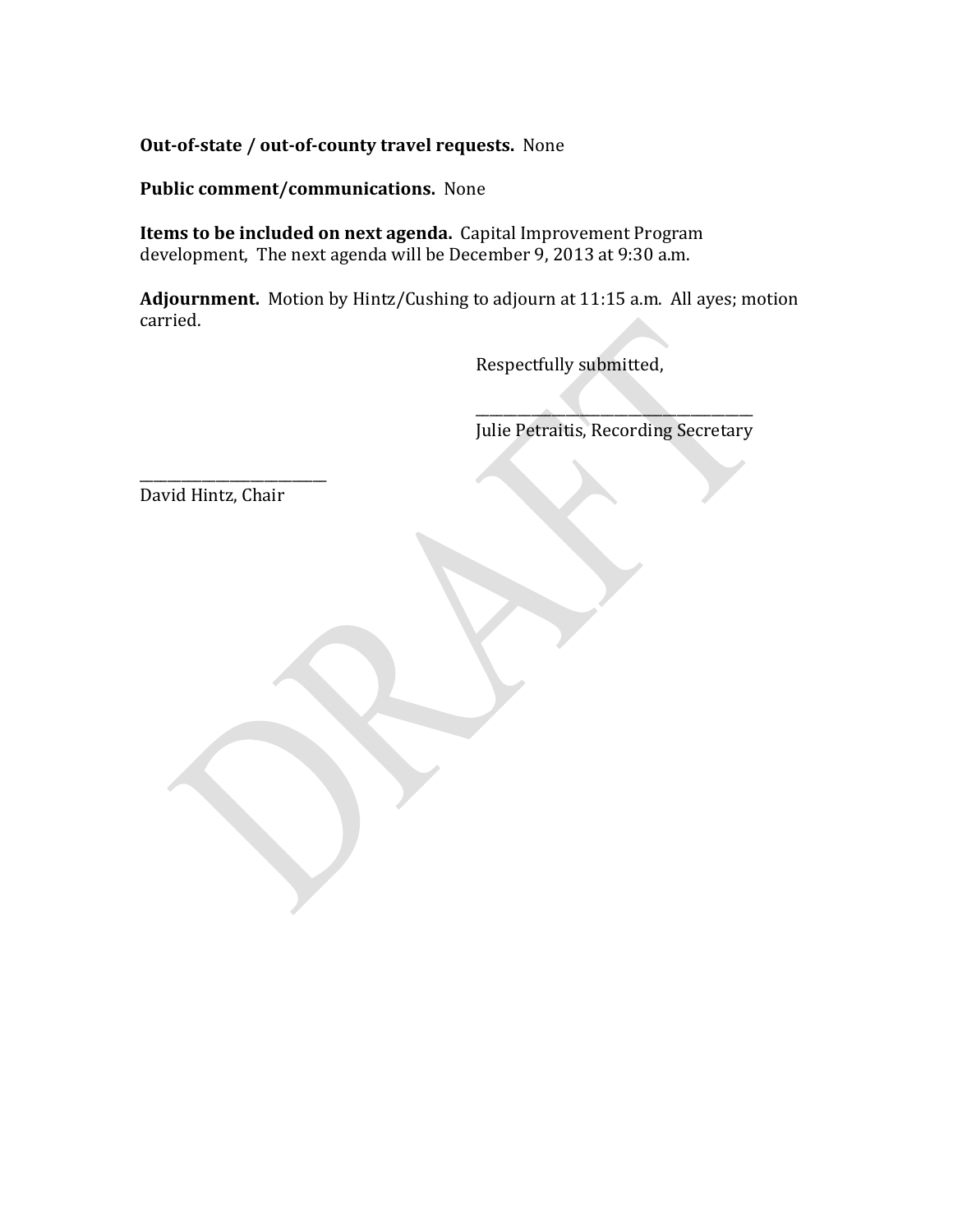**Out-of-state / out-of-county travel requests.** None

**Public comment/communications.** None

**Items to be included on next agenda.** Capital Improvement Program development, The next agenda will be December 9, 2013 at 9:30 a.m.

**Adjournment.** Motion by Hintz/Cushing to adjourn at 11:15 a.m. All ayes; motion carried.

Respectfully submitted,

\_\_\_\_\_\_\_\_\_\_\_\_\_\_\_\_\_\_\_\_\_\_\_\_\_\_\_\_\_\_\_\_\_\_\_\_
Julie Petraitis, Recording Secretary

\_\_\_\_\_\_\_\_\_\_\_\_\_\_\_\_\_\_\_\_\_\_\_\_\_\_
David Hintz, Chair

DRAFT